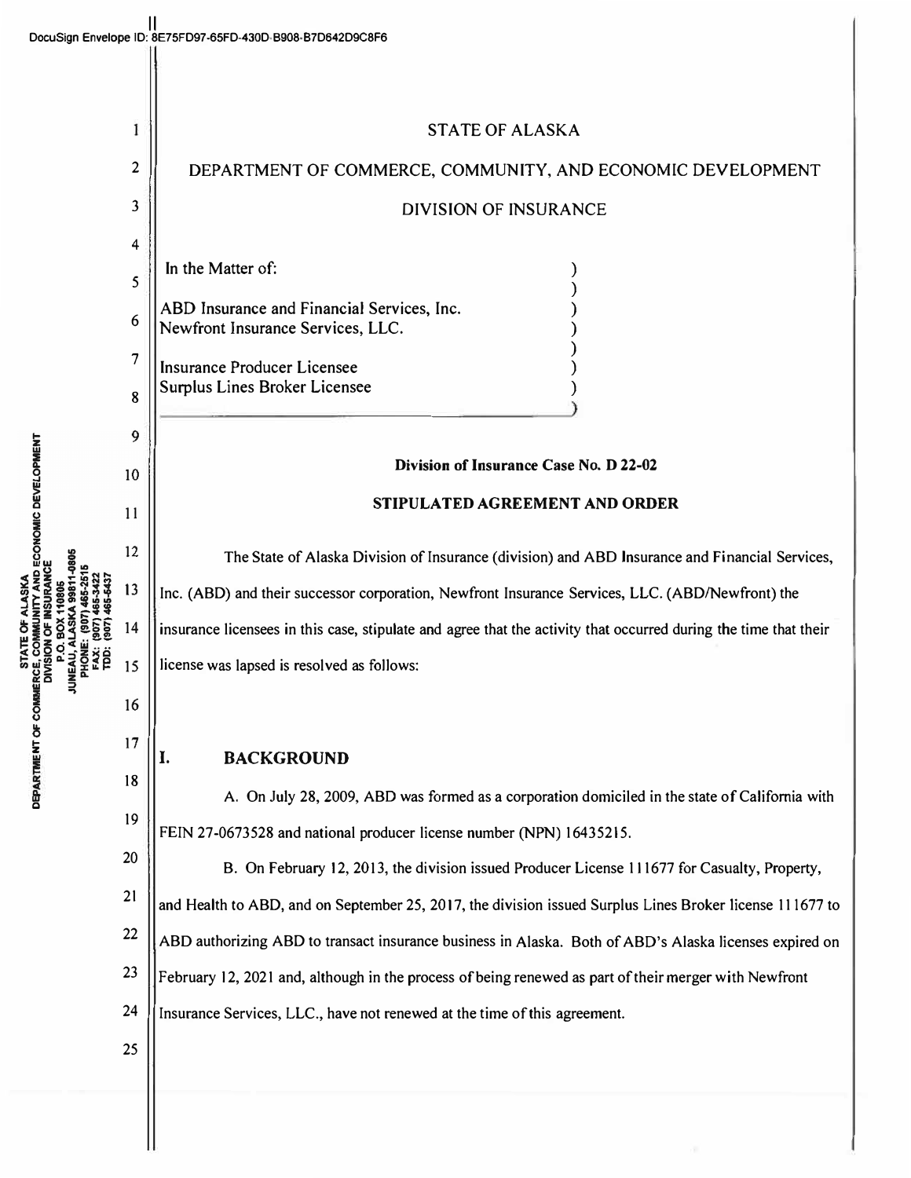STATE OF ALASKA

DEPARTMENT OF COMMERCE, COMMUNITY, AND ECONOMIC DEVELOPMENT

DIVISION OF INSURANCE

In the Matter of:

ABD Insurance and Financial Services, Inc.
Newfront Insurance Services, LLC.

Insurance Producer Licensee
Surplus Lines Broker Licensee

**Division of Insurance Case No. D 22-02**

**STIPULATED AGREEMENT AND ORDER**

The State of Alaska Division of Insurance (division) and ABD Insurance and Financial Services, Inc. (ABD) and their successor corporation, Newfront Insurance Services, LLC. (ABD/Newfront) the insurance licensees in this case, stipulate and agree that the activity that occurred during the time that their license was lapsed is resolved as follows:

## I. BACKGROUND

A. On July 28, 2009, ABD was formed as a corporation domiciled in the state of California with FEIN 27-0673528 and national producer license number (NPN) 16435215.

B. On February 12, 2013, the division issued Producer License 111677 for Casualty, Property, and Health to ABD, and on September 25, 2017, the division issued Surplus Lines Broker license 111677 to ABD authorizing ABD to transact insurance business in Alaska. Both of ABD's Alaska licenses expired on February 12, 2021 and, although in the process of being renewed as part of their merger with Newfront Insurance Services, LLC., have not renewed at the time of this agreement.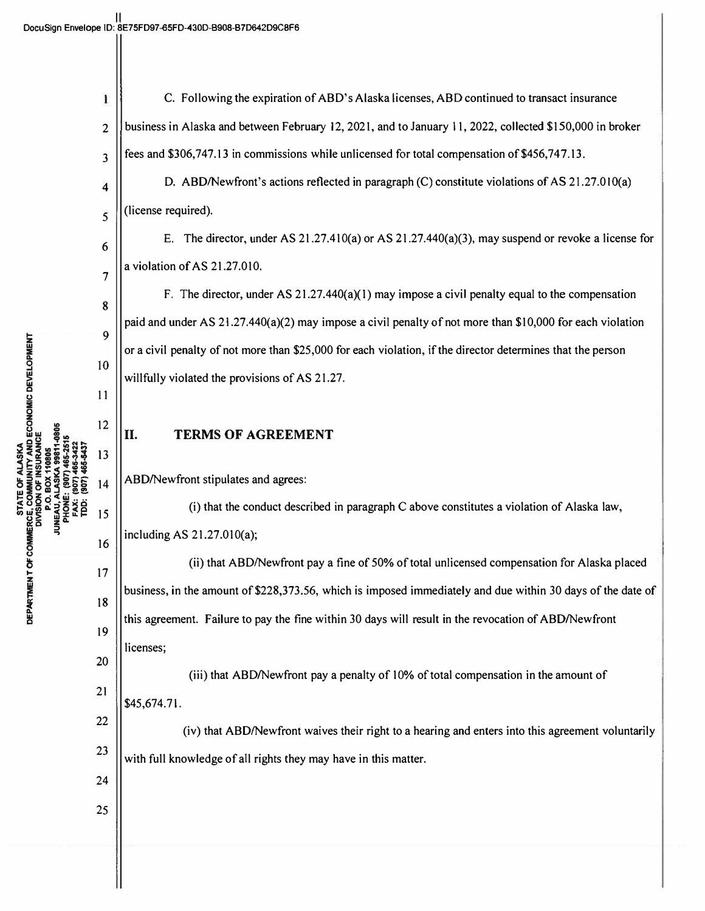C. Following the expiration of ABD's Alaska licenses, ABD continued to transact insurance business in Alaska and between February 12, 2021, and to January 11, 2022, collected $150,000 in broker fees and $306,747.13 in commissions while unlicensed for total compensation of $456,747.13.

D. ABD/Newfront's actions reflected in paragraph (C) constitute violations of AS 21.27.010(a) (license required).

E. The director, under AS 21.27.410(a) or AS 21.27.440(a)(3), may suspend or revoke a license for a violation of AS 21.27.010.

F. The director, under AS 21.27.440(a)(1) may impose a civil penalty equal to the compensation paid and under AS 21.27.440(a)(2) may impose a civil penalty of not more than $10,000 for each violation or a civil penalty of not more than $25,000 for each violation, if the director determines that the person willfully violated the provisions of AS 21.27.

## II. TERMS OF AGREEMENT

ABD/Newfront stipulates and agrees:

(i) that the conduct described in paragraph C above constitutes a violation of Alaska law, including AS 21.27.010(a);

(ii) that ABD/Newfront pay a fine of 50% of total unlicensed compensation for Alaska placed business, in the amount of $228,373.56, which is imposed immediately and due within 30 days of the date of this agreement. Failure to pay the fine within 30 days will result in the revocation of ABD/Newfront licenses;

(iii) that ABD/Newfront pay a penalty of 10% of total compensation in the amount of $45,674.71.

(iv) that ABD/Newfront waives their right to a hearing and enters into this agreement voluntarily with full knowledge of all rights they may have in this matter.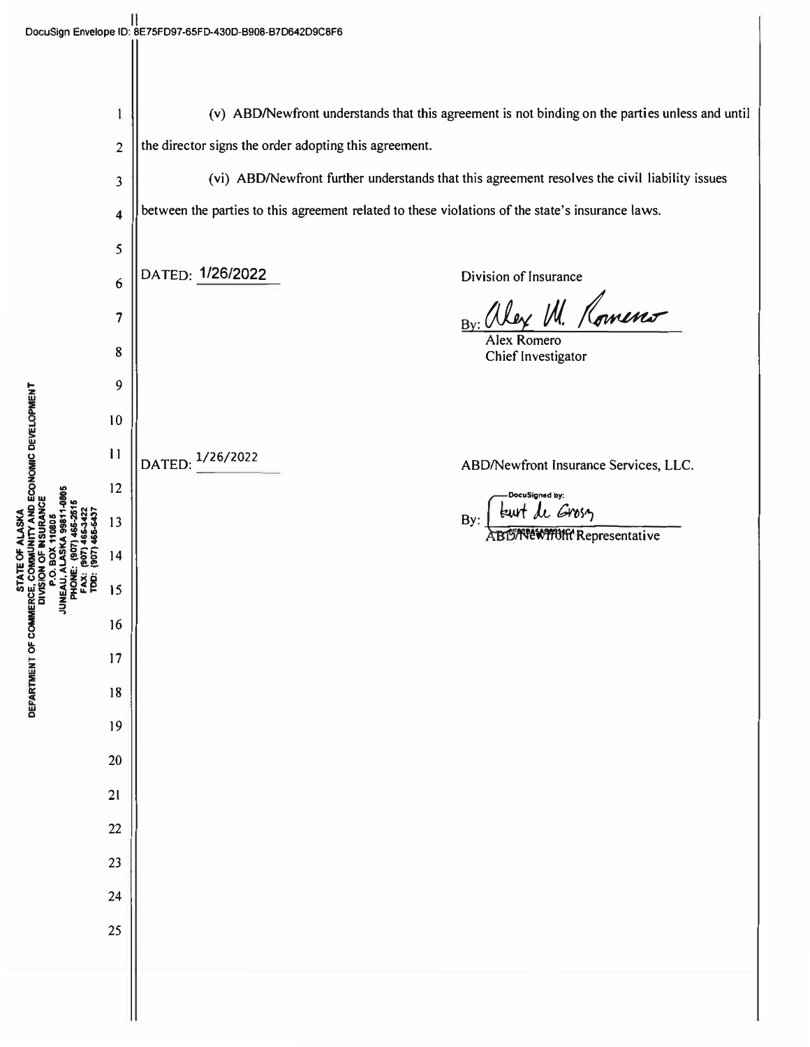(v) ABD/Newfront understands that this agreement is not binding on the parties unless and until the director signs the order adopting this agreement.

(vi) ABD/Newfront further understands that this agreement resolves the civil liability issues between the parties to this agreement related to these violations of the state's insurance laws.

DATED: 1/26/2022

Division of Insurance

By: Alex M. Romero

Alex Romero
Chief Investigator

DATED: 1/26/2022

ABD/Newfront Insurance Services, LLC.

By: Kurt de Grosz

ABD/Newfront Representative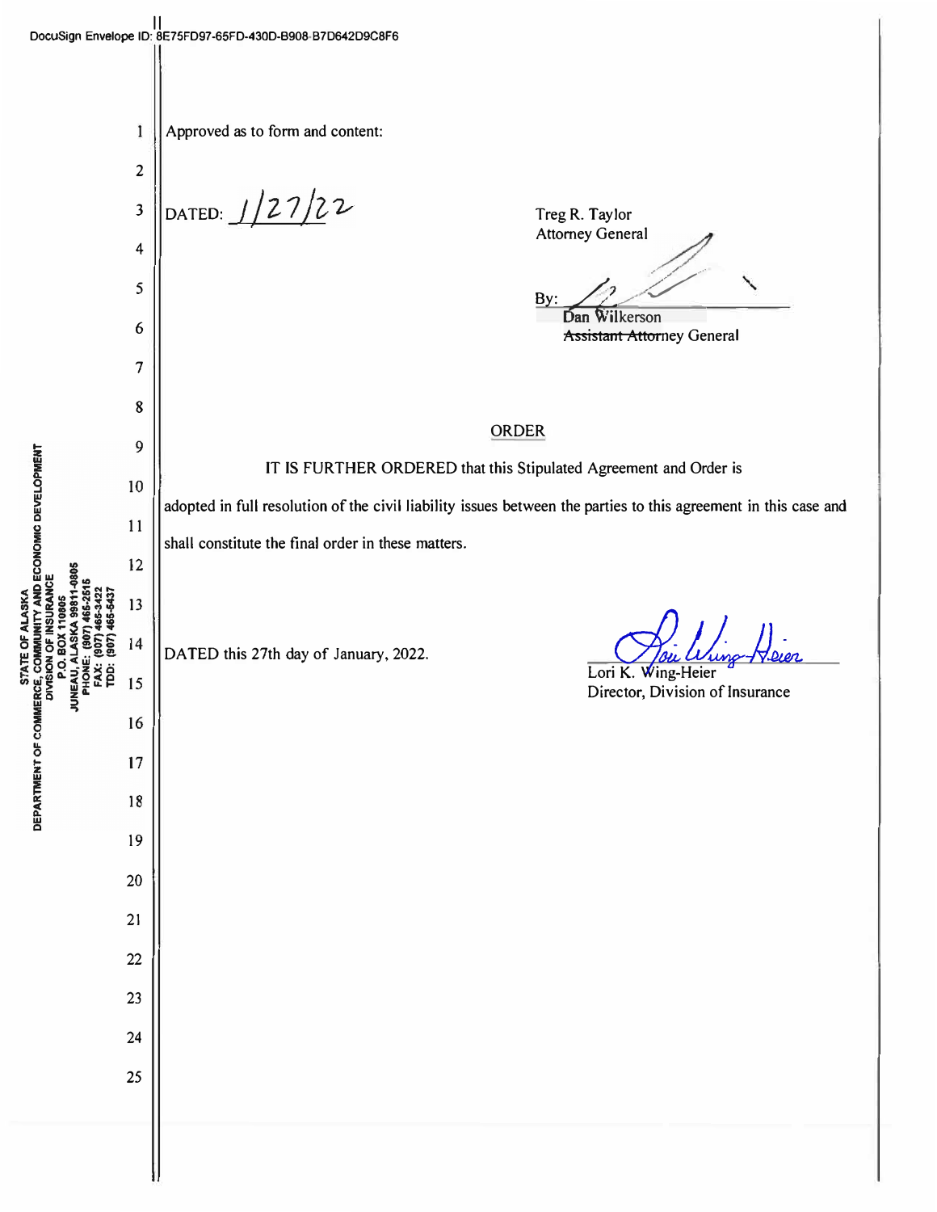Approved as to form and content:

DATED: 1/27/22

Treg R. Taylor
Attorney General

By: ___________________
Dan Wilkerson
Assistant Attorney General

ORDER

IT IS FURTHER ORDERED that this Stipulated Agreement and Order is adopted in full resolution of the civil liability issues between the parties to this agreement in this case and shall constitute the final order in these matters.

DATED this 27th day of January, 2022.

___________________
Lori K. Wing-Heier
Director, Division of Insurance